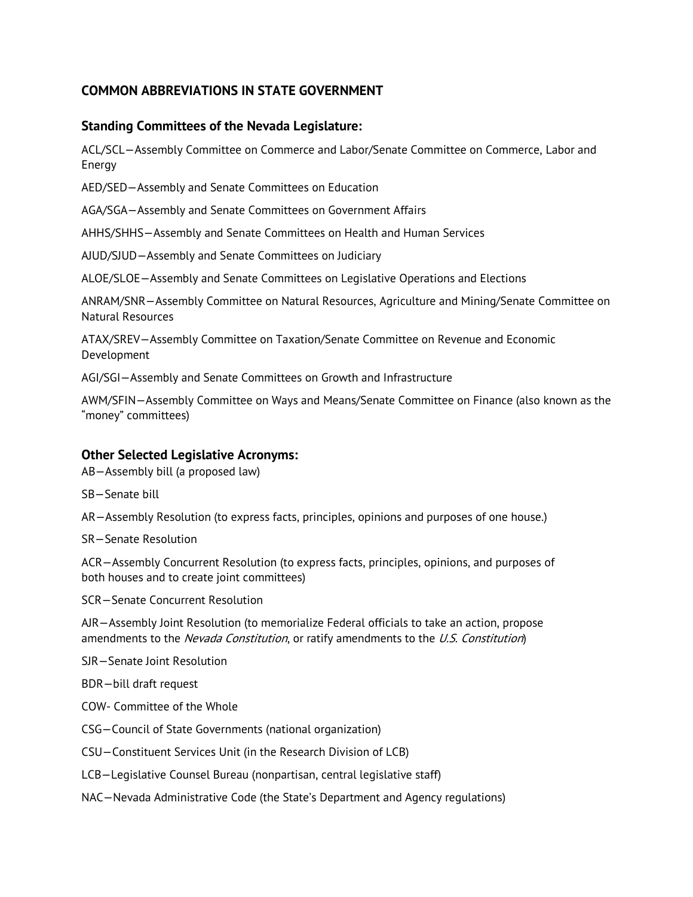## COMMON ABBREVIATIONS IN STATE GOVERNMENT

### Standing Committees of the Nevada Legislature:

ACL/SCL—Assembly Committee on Commerce and Labor/Senate Committee on Commerce, Labor and Energy

AED/SED—Assembly and Senate Committees on Education

AGA/SGA—Assembly and Senate Committees on Government Affairs

AHHS/SHHS—Assembly and Senate Committees on Health and Human Services

AJUD/SJUD—Assembly and Senate Committees on Judiciary

ALOE/SLOE—Assembly and Senate Committees on Legislative Operations and Elections

ANRAM/SNR—Assembly Committee on Natural Resources, Agriculture and Mining/Senate Committee on Natural Resources

ATAX/SREV—Assembly Committee on Taxation/Senate Committee on Revenue and Economic Development

AGI/SGI—Assembly and Senate Committees on Growth and Infrastructure

AWM/SFIN—Assembly Committee on Ways and Means/Senate Committee on Finance (also known as the "money" committees)

### Other Selected Legislative Acronyms:

AB—Assembly bill (a proposed law)

SB—Senate bill

AR—Assembly Resolution (to express facts, principles, opinions and purposes of one house.)

SR—Senate Resolution

ACR—Assembly Concurrent Resolution (to express facts, principles, opinions, and purposes of both houses and to create joint committees)

SCR—Senate Concurrent Resolution

AJR—Assembly Joint Resolution (to memorialize Federal officials to take an action, propose amendments to the *Nevada Constitution*, or ratify amendments to the *U.S. Constitution*)

SJR—Senate Joint Resolution

BDR—bill draft request

COW- Committee of the Whole

CSG—Council of State Governments (national organization)

CSU—Constituent Services Unit (in the Research Division of LCB)

LCB—Legislative Counsel Bureau (nonpartisan, central legislative staff)

NAC—Nevada Administrative Code (the State's Department and Agency regulations)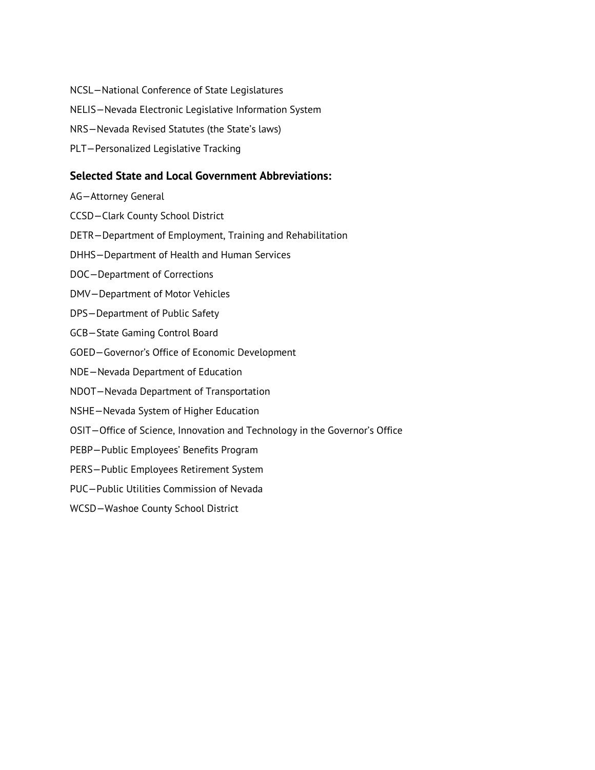NCSL—National Conference of State Legislatures

NELIS—Nevada Electronic Legislative Information System

NRS—Nevada Revised Statutes (the State's laws)

PLT—Personalized Legislative Tracking

### Selected State and Local Government Abbreviations:

AG—Attorney General

CCSD—Clark County School District

DETR—Department of Employment, Training and Rehabilitation

DHHS—Department of Health and Human Services

DOC—Department of Corrections

DMV—Department of Motor Vehicles

DPS—Department of Public Safety

GCB—State Gaming Control Board

GOED—Governor's Office of Economic Development

NDE—Nevada Department of Education

NDOT—Nevada Department of Transportation

NSHE—Nevada System of Higher Education

OSIT—Office of Science, Innovation and Technology in the Governor's Office

PEBP—Public Employees' Benefits Program

PERS—Public Employees Retirement System

PUC—Public Utilities Commission of Nevada

WCSD—Washoe County School District